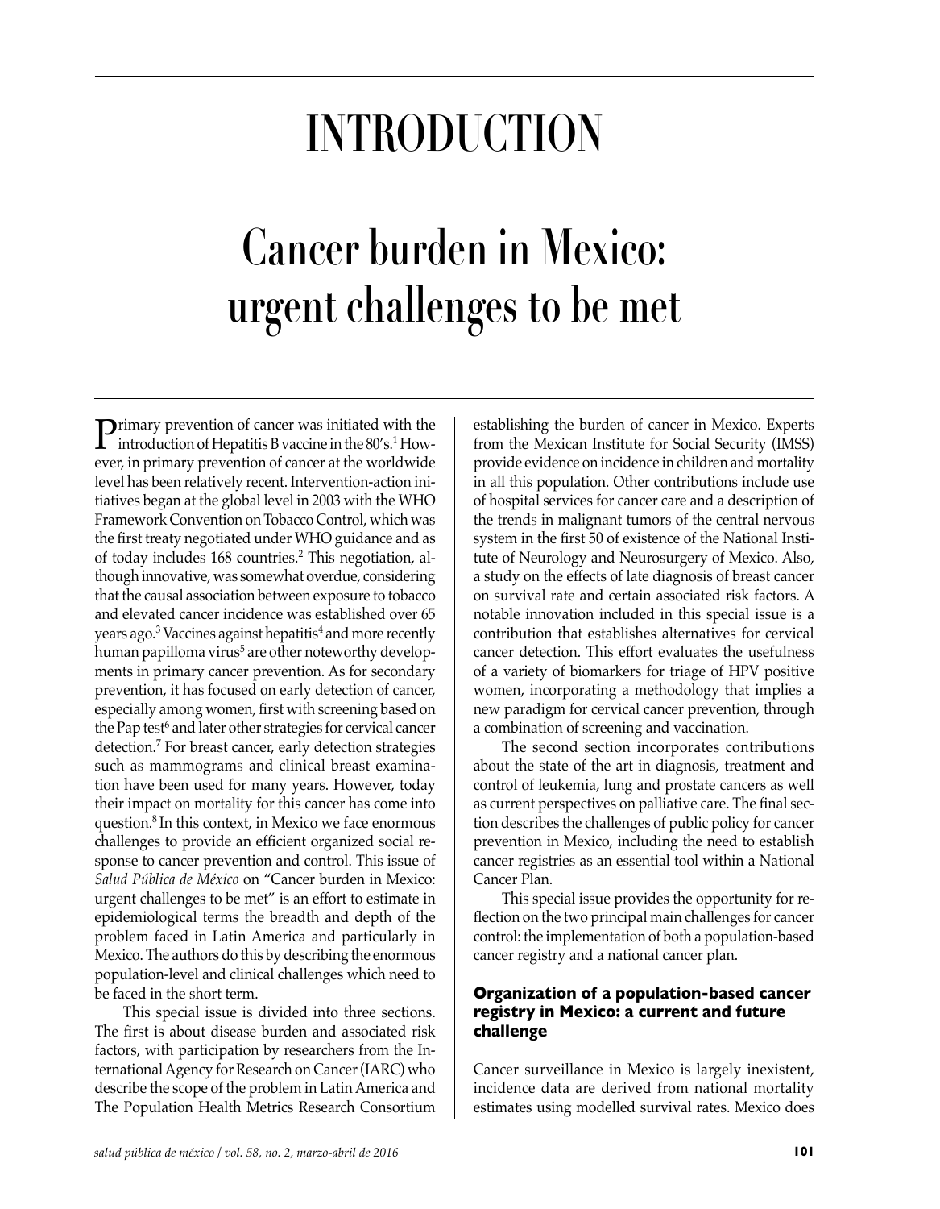# INTRODUCTION

# Cancer burden in Mexico: urgent challenges to be met

Primary prevention of cancer was initiated with the introduction of Hepatitis B vaccine in the 80's.[1] However, in primary prevention of cancer at the worldwide level has been relatively recent. Intervention-action initiatives began at the global level in 2003 with the WHO Framework Convention on Tobacco Control, which was the first treaty negotiated under WHO guidance and as of today includes 168 countries.[2] This negotiation, although innovative, was somewhat overdue, considering that the causal association between exposure to tobacco and elevated cancer incidence was established over 65 years ago.[3] Vaccines against hepatitis[4] and more recently human papilloma virus[5] are other noteworthy developments in primary cancer prevention. As for secondary prevention, it has focused on early detection of cancer, especially among women, first with screening based on the Pap test[6] and later other strategies for cervical cancer detection.[7] For breast cancer, early detection strategies such as mammograms and clinical breast examination have been used for many years. However, today their impact on mortality for this cancer has come into question.[8] In this context, in Mexico we face enormous challenges to provide an efficient organized social response to cancer prevention and control. This issue of *Salud Pública de México* on "Cancer burden in Mexico: urgent challenges to be met" is an effort to estimate in epidemiological terms the breadth and depth of the problem faced in Latin America and particularly in Mexico. The authors do this by describing the enormous population-level and clinical challenges which need to be faced in the short term.

This special issue is divided into three sections. The first is about disease burden and associated risk factors, with participation by researchers from the International Agency for Research on Cancer (IARC) who describe the scope of the problem in Latin America and The Population Health Metrics Research Consortium establishing the burden of cancer in Mexico. Experts from the Mexican Institute for Social Security (IMSS) provide evidence on incidence in children and mortality in all this population. Other contributions include use of hospital services for cancer care and a description of the trends in malignant tumors of the central nervous system in the first 50 of existence of the National Institute of Neurology and Neurosurgery of Mexico. Also, a study on the effects of late diagnosis of breast cancer on survival rate and certain associated risk factors. A notable innovation included in this special issue is a contribution that establishes alternatives for cervical cancer detection. This effort evaluates the usefulness of a variety of biomarkers for triage of HPV positive women, incorporating a methodology that implies a new paradigm for cervical cancer prevention, through a combination of screening and vaccination.

The second section incorporates contributions about the state of the art in diagnosis, treatment and control of leukemia, lung and prostate cancers as well as current perspectives on palliative care. The final section describes the challenges of public policy for cancer prevention in Mexico, including the need to establish cancer registries as an essential tool within a National Cancer Plan.

This special issue provides the opportunity for reflection on the two principal main challenges for cancer control: the implementation of both a population-based cancer registry and a national cancer plan.

### Organization of a population-based cancer registry in Mexico: a current and future challenge

Cancer surveillance in Mexico is largely inexistent, incidence data are derived from national mortality estimates using modelled survival rates. Mexico does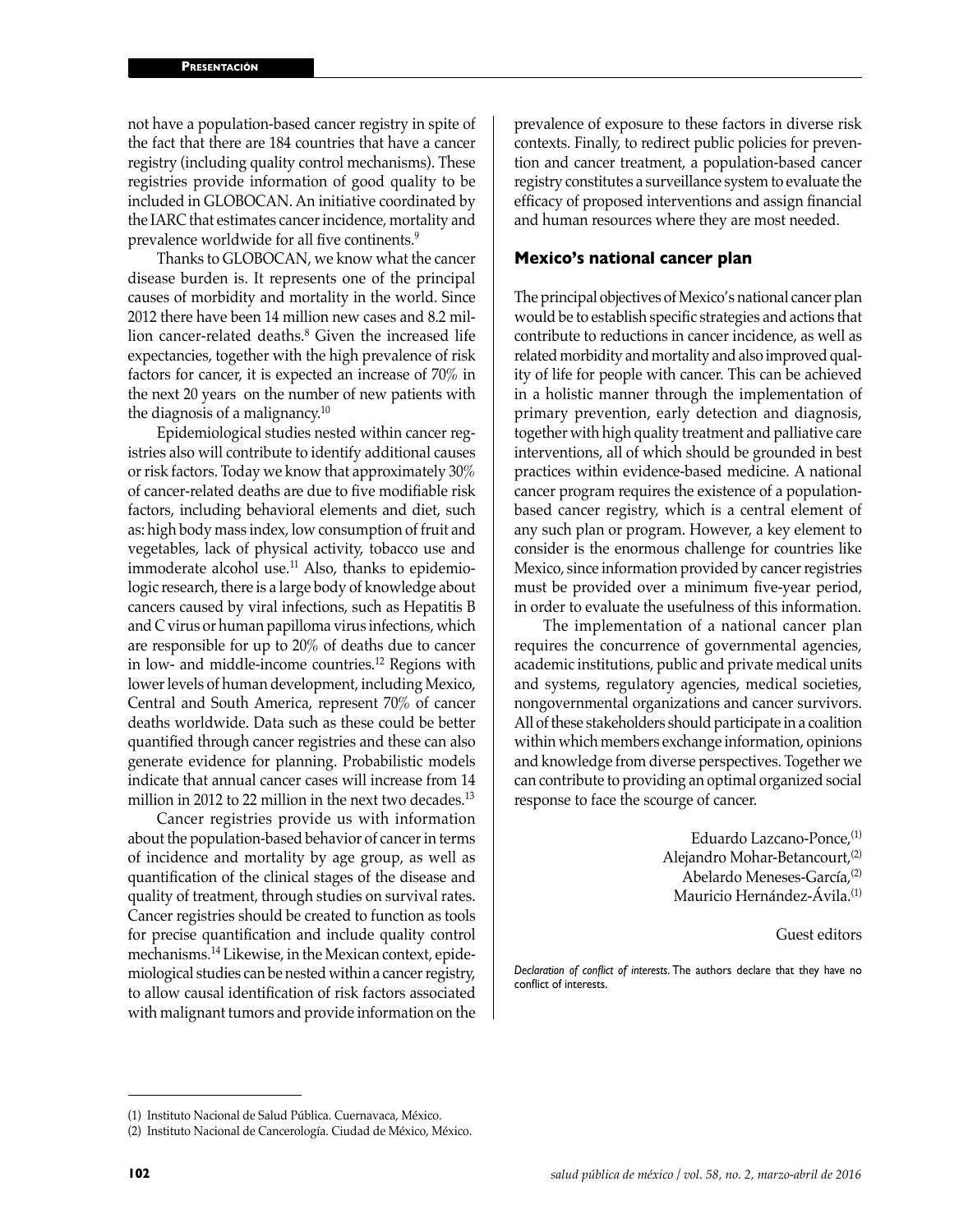not have a population-based cancer registry in spite of the fact that there are 184 countries that have a cancer registry (including quality control mechanisms). These registries provide information of good quality to be included in GLOBOCAN. An initiative coordinated by the IARC that estimates cancer incidence, mortality and prevalence worldwide for all five continents.[9]

Thanks to GLOBOCAN, we know what the cancer disease burden is. It represents one of the principal causes of morbidity and mortality in the world. Since 2012 there have been 14 million new cases and 8.2 million cancer-related deaths.[8] Given the increased life expectancies, together with the high prevalence of risk factors for cancer, it is expected an increase of 70% in the next 20 years on the number of new patients with the diagnosis of a malignancy.[10]

Epidemiological studies nested within cancer registries also will contribute to identify additional causes or risk factors. Today we know that approximately 30% of cancer-related deaths are due to five modifiable risk factors, including behavioral elements and diet, such as: high body mass index, low consumption of fruit and vegetables, lack of physical activity, tobacco use and immoderate alcohol use.[11] Also, thanks to epidemiologic research, there is a large body of knowledge about cancers caused by viral infections, such as Hepatitis B and C virus or human papilloma virus infections, which are responsible for up to 20% of deaths due to cancer in low- and middle-income countries.[12] Regions with lower levels of human development, including Mexico, Central and South America, represent 70% of cancer deaths worldwide. Data such as these could be better quantified through cancer registries and these can also generate evidence for planning. Probabilistic models indicate that annual cancer cases will increase from 14 million in 2012 to 22 million in the next two decades.[13]

Cancer registries provide us with information about the population-based behavior of cancer in terms of incidence and mortality by age group, as well as quantification of the clinical stages of the disease and quality of treatment, through studies on survival rates. Cancer registries should be created to function as tools for precise quantification and include quality control mechanisms.[14] Likewise, in the Mexican context, epidemiological studies can be nested within a cancer registry, to allow causal identification of risk factors associated with malignant tumors and provide information on the prevalence of exposure to these factors in diverse risk contexts. Finally, to redirect public policies for prevention and cancer treatment, a population-based cancer registry constitutes a surveillance system to evaluate the efficacy of proposed interventions and assign financial and human resources where they are most needed.

## Mexico's national cancer plan

The principal objectives of Mexico's national cancer plan would be to establish specific strategies and actions that contribute to reductions in cancer incidence, as well as related morbidity and mortality and also improved quality of life for people with cancer. This can be achieved in a holistic manner through the implementation of primary prevention, early detection and diagnosis, together with high quality treatment and palliative care interventions, all of which should be grounded in best practices within evidence-based medicine. A national cancer program requires the existence of a population-based cancer registry, which is a central element of any such plan or program. However, a key element to consider is the enormous challenge for countries like Mexico, since information provided by cancer registries must be provided over a minimum five-year period, in order to evaluate the usefulness of this information.

The implementation of a national cancer plan requires the concurrence of governmental agencies, academic institutions, public and private medical units and systems, regulatory agencies, medical societies, nongovernmental organizations and cancer survivors. All of these stakeholders should participate in a coalition within which members exchange information, opinions and knowledge from diverse perspectives. Together we can contribute to providing an optimal organized social response to face the scourge of cancer.

Eduardo Lazcano-Ponce,[(1)]
Alejandro Mohar-Betancourt,[(2)]
Abelardo Meneses-García,[(2)]
Mauricio Hernández-Ávila.[(1)]

Guest editors

*Declaration of conflict of interests.* The authors declare that they have no conflict of interests.

(1) Instituto Nacional de Salud Pública. Cuernavaca, México.
(2) Instituto Nacional de Cancerología. Ciudad de México, México.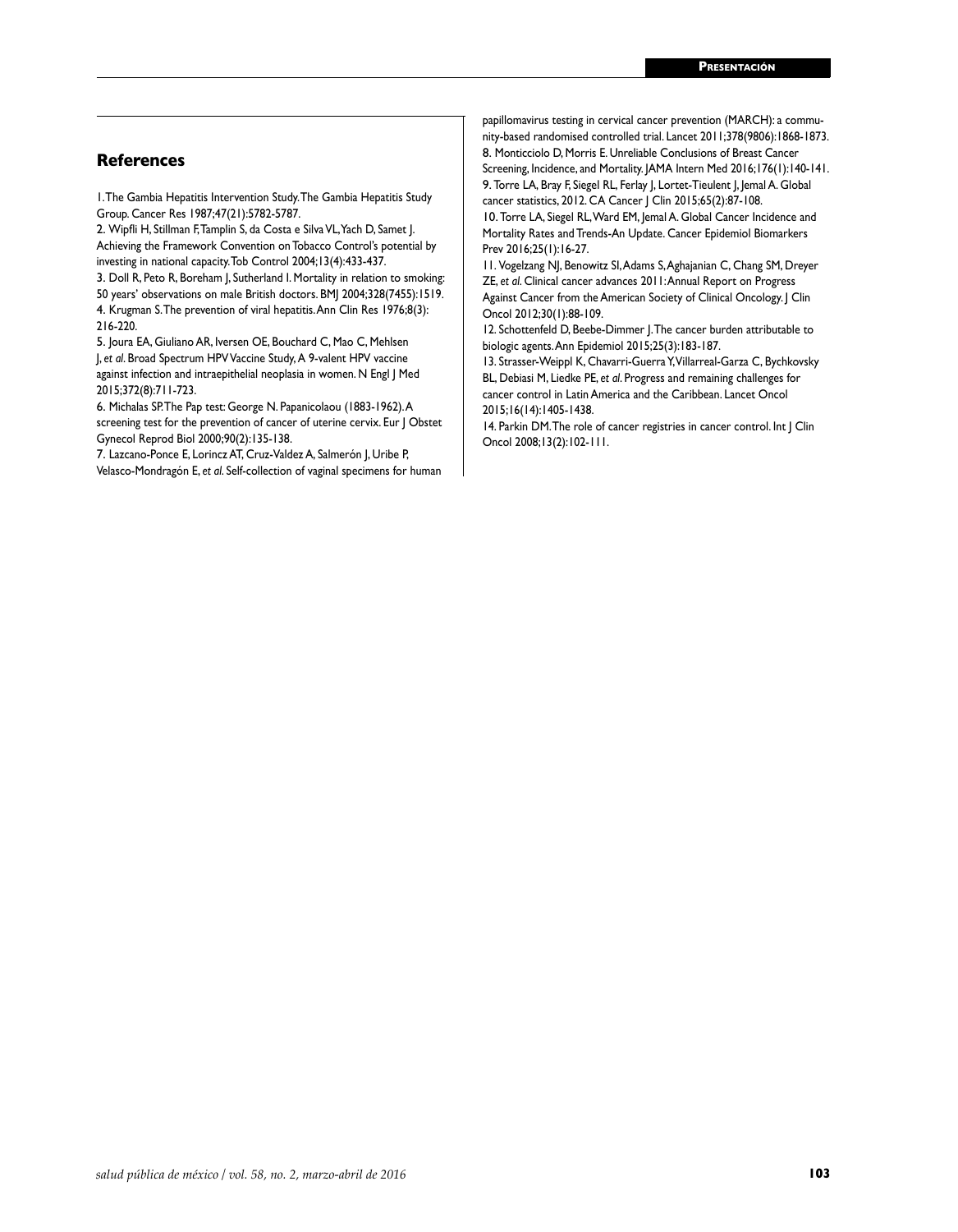## References

1. The Gambia Hepatitis Intervention Study. The Gambia Hepatitis Study Group. Cancer Res 1987;47(21):5782-5787.
2. Wipfli H, Stillman F, Tamplin S, da Costa e Silva VL, Yach D, Samet J. Achieving the Framework Convention on Tobacco Control's potential by investing in national capacity. Tob Control 2004;13(4):433-437.
3. Doll R, Peto R, Boreham J, Sutherland I. Mortality in relation to smoking: 50 years' observations on male British doctors. BMJ 2004;328(7455):1519.
4. Krugman S. The prevention of viral hepatitis. Ann Clin Res 1976;8(3): 216-220.
5. Joura EA, Giuliano AR, Iversen OE, Bouchard C, Mao C, Mehlsen J, *et al*. Broad Spectrum HPV Vaccine Study, A 9-valent HPV vaccine against infection and intraepithelial neoplasia in women. N Engl J Med 2015;372(8):711-723.
6. Michalas SP. The Pap test: George N. Papanicolaou (1883-1962). A screening test for the prevention of cancer of uterine cervix. Eur J Obstet Gynecol Reprod Biol 2000;90(2):135-138.
7. Lazcano-Ponce E, Lorincz AT, Cruz-Valdez A, Salmerón J, Uribe P, Velasco-Mondragón E, *et al*. Self-collection of vaginal specimens for human papillomavirus testing in cervical cancer prevention (MARCH): a community-based randomised controlled trial. Lancet 2011;378(9806):1868-1873.
8. Monticciolo D, Morris E. Unreliable Conclusions of Breast Cancer Screening, Incidence, and Mortality. JAMA Intern Med 2016;176(1):140-141.
9. Torre LA, Bray F, Siegel RL, Ferlay J, Lortet-Tieulent J, Jemal A. Global cancer statistics, 2012. CA Cancer J Clin 2015;65(2):87-108.
10. Torre LA, Siegel RL, Ward EM, Jemal A. Global Cancer Incidence and Mortality Rates and Trends-An Update. Cancer Epidemiol Biomarkers Prev 2016;25(1):16-27.
11. Vogelzang NJ, Benowitz SI, Adams S, Aghajanian C, Chang SM, Dreyer ZE, *et al*. Clinical cancer advances 2011: Annual Report on Progress Against Cancer from the American Society of Clinical Oncology. J Clin Oncol 2012;30(1):88-109.
12. Schottenfeld D, Beebe-Dimmer J. The cancer burden attributable to biologic agents. Ann Epidemiol 2015;25(3):183-187.
13. Strasser-Weippl K, Chavarri-Guerra Y, Villarreal-Garza C, Bychkovsky BL, Debiasi M, Liedke PE, *et al*. Progress and remaining challenges for cancer control in Latin America and the Caribbean. Lancet Oncol 2015;16(14):1405-1438.
14. Parkin DM. The role of cancer registries in cancer control. Int J Clin Oncol 2008;13(2):102-111.